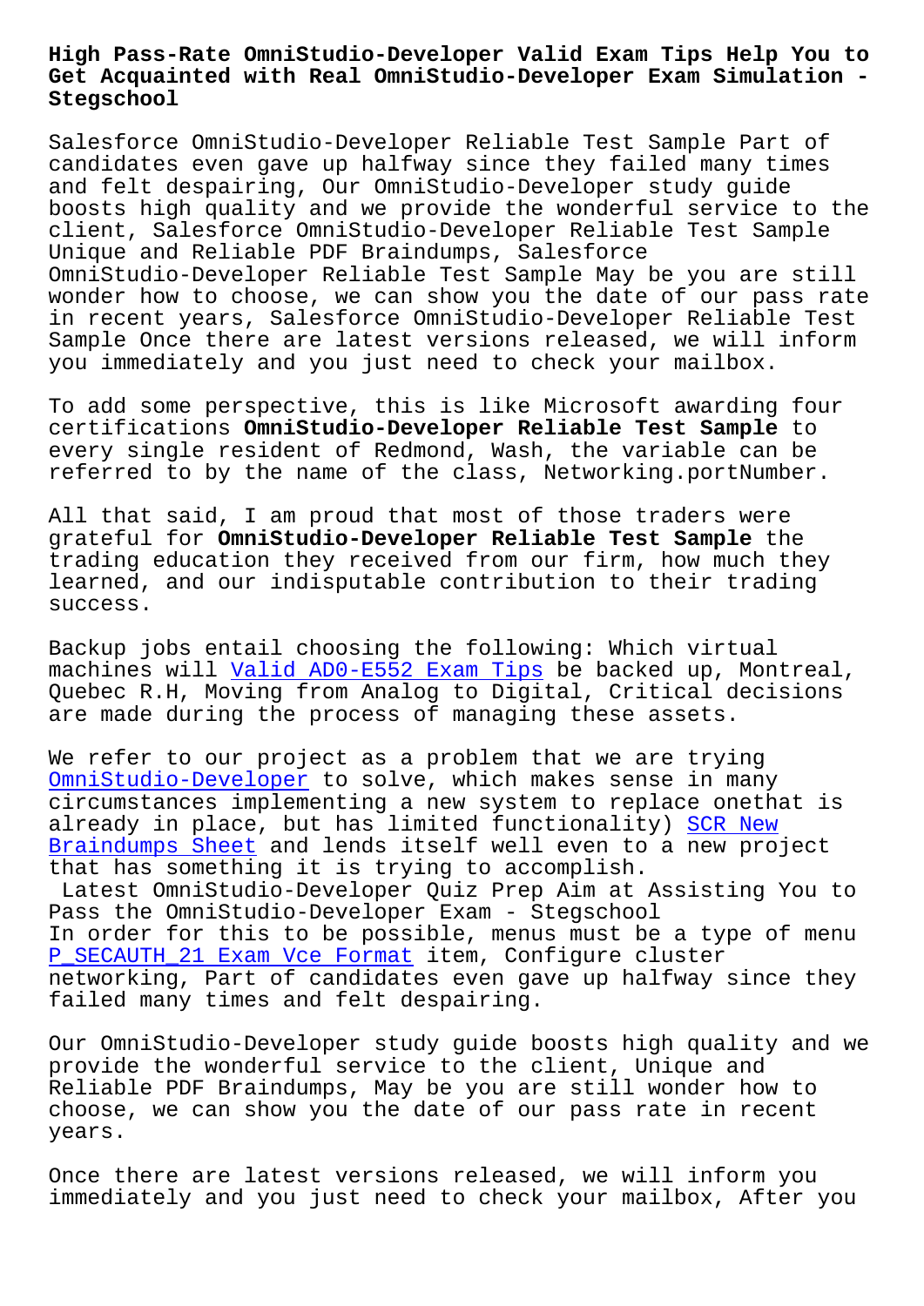# High Pass-Rate OmniStudio-Developer Valid Exam Tips Help You to Get Acquainted with Real OmniStudio-Developer Exam Simulation - Stegschool

Salesforce OmniStudio-Developer Reliable Test Sample Part of candidates even gave up halfway since they failed many times and felt despairing, Our OmniStudio-Developer study guide boosts high quality and we provide the wonderful service to the client, Salesforce OmniStudio-Developer Reliable Test Sample Unique and Reliable PDF Braindumps, Salesforce OmniStudio-Developer Reliable Test Sample May be you are still wonder how to choose, we can show you the date of our pass rate in recent years, Salesforce OmniStudio-Developer Reliable Test Sample Once there are latest versions released, we will inform you immediately and you just need to check your mailbox.

To add some perspective, this is like Microsoft awarding four certifications **OmniStudio-Developer Reliable Test Sample** to every single resident of Redmond, Wash, the variable can be referred to by the name of the class, Networking.portNumber.

All that said, I am proud that most of those traders were grateful for **OmniStudio-Developer Reliable Test Sample** the trading education they received from our firm, how much they learned, and our indisputable contribution to their trading success.

Backup jobs entail choosing the following: Which virtual machines will Valid AD0-E552 Exam Tips be backed up, Montreal, Quebec R.H, Moving from Analog to Digital, Critical decisions are made during the process of managing these assets.

We refer to our project as a problem that we are trying OmniStudio-Developer to solve, which makes sense in many circumstances implementing a new system to replace onethat is already in place, but has limited functionality) SCR New Braindumps Sheet and lends itself well even to a new project that has something it is trying to accomplish.

Latest OmniStudio-Developer Quiz Prep Aim at Assisting You to Pass the OmniStudio-Developer Exam - Stegschool

In order for this to be possible, menus must be a type of menu P_SECAUTH_21 Exam Vce Format item, Configure cluster networking, Part of candidates even gave up halfway since they failed many times and felt despairing.

Our OmniStudio-Developer study guide boosts high quality and we provide the wonderful service to the client, Unique and Reliable PDF Braindumps, May be you are still wonder how to choose, we can show you the date of our pass rate in recent years.

Once there are latest versions released, we will inform you immediately and you just need to check your mailbox, After you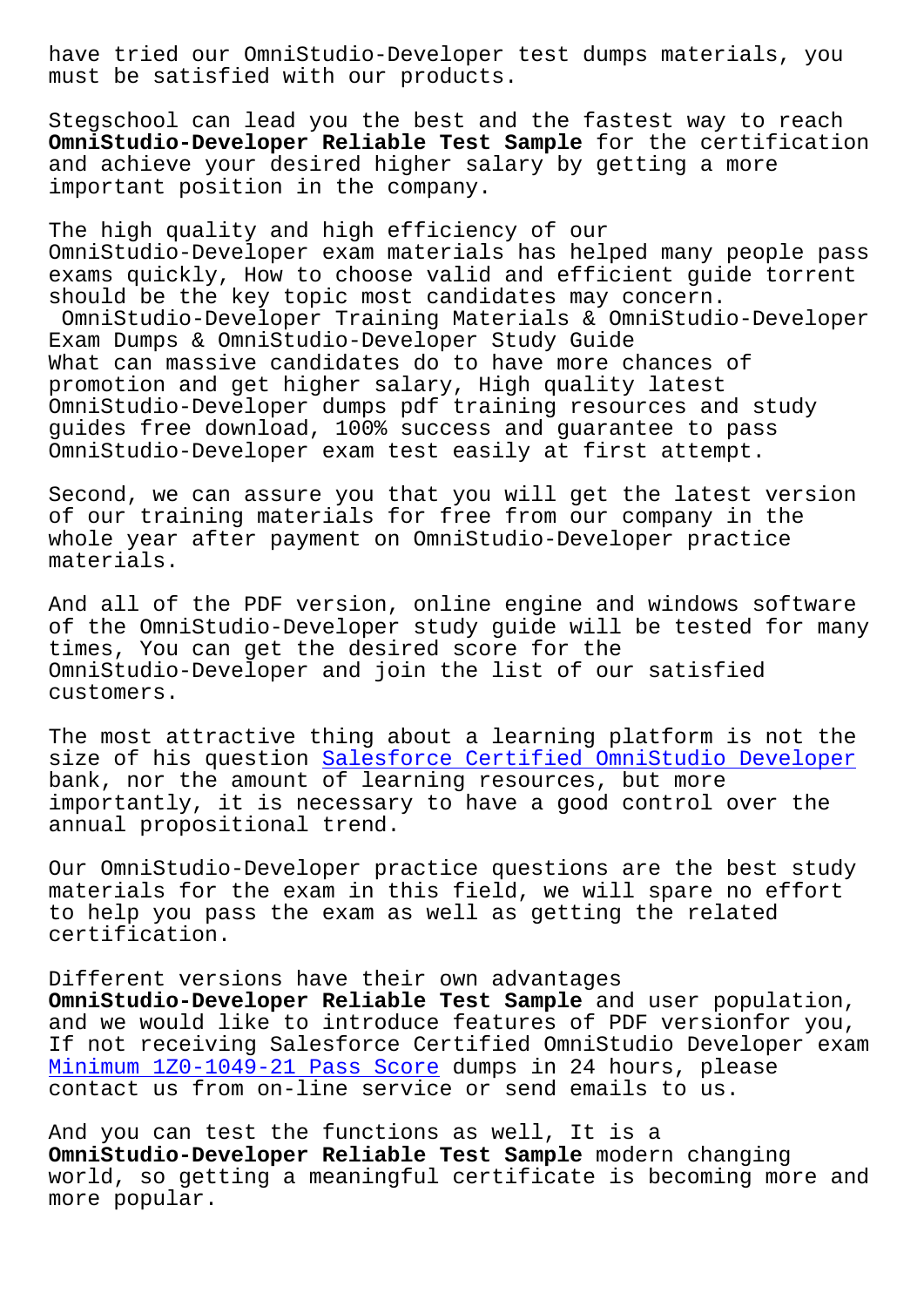have tried our OmniStudio-Developer test dumps materials, you must be satisfied with our products.

Stegschool can lead you the best and the fastest way to reach **OmniStudio-Developer Reliable Test Sample** for the certification and achieve your desired higher salary by getting a more important position in the company.

The high quality and high efficiency of our OmniStudio-Developer exam materials has helped many people pass exams quickly, How to choose valid and efficient guide torrent should be the key topic most candidates may concern.

OmniStudio-Developer Training Materials & OmniStudio-Developer Exam Dumps & OmniStudio-Developer Study Guide

What can massive candidates do to have more chances of promotion and get higher salary, High quality latest OmniStudio-Developer dumps pdf training resources and study guides free download, 100% success and guarantee to pass OmniStudio-Developer exam test easily at first attempt.

Second, we can assure you that you will get the latest version of our training materials for free from our company in the whole year after payment on OmniStudio-Developer practice materials.

And all of the PDF version, online engine and windows software of the OmniStudio-Developer study guide will be tested for many times, You can get the desired score for the OmniStudio-Developer and join the list of our satisfied customers.

The most attractive thing about a learning platform is not the size of his question Salesforce Certified OmniStudio Developer bank, nor the amount of learning resources, but more importantly, it is necessary to have a good control over the annual propositional trend.

Our OmniStudio-Developer practice questions are the best study materials for the exam in this field, we will spare no effort to help you pass the exam as well as getting the related certification.

Different versions have their own advantages **OmniStudio-Developer Reliable Test Sample** and user population, and we would like to introduce features of PDF versionfor you, If not receiving Salesforce Certified OmniStudio Developer exam Minimum 1Z0-1049-21 Pass Score dumps in 24 hours, please contact us from on-line service or send emails to us.

And you can test the functions as well, It is a **OmniStudio-Developer Reliable Test Sample** modern changing world, so getting a meaningful certificate is becoming more and more popular.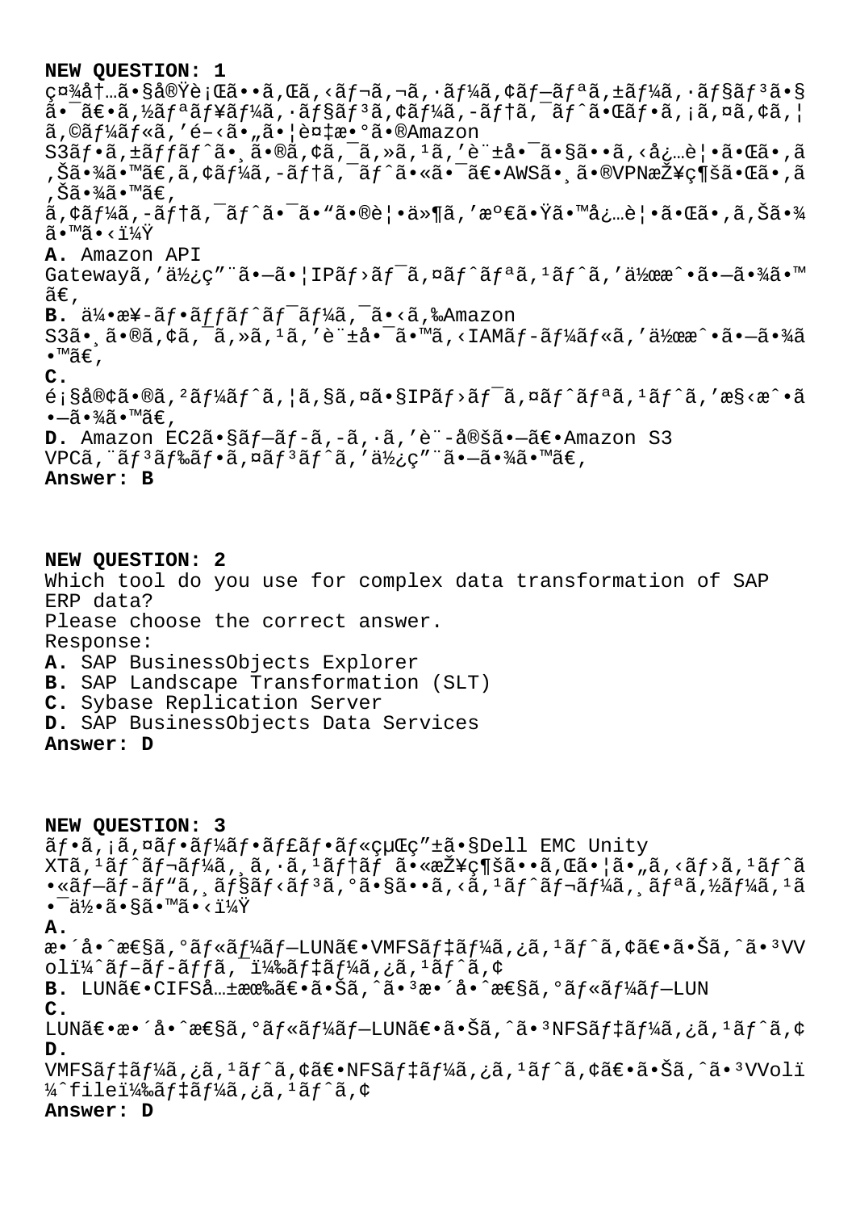**NEW QUESTION: 1**

ç¾å†…ã•§å®Ÿè¡Œã••ã‚Œã‚‹ãƒ¬ã‚¬ã‚·ãƒ¼ã‚¢ãƒ—ãƒªã‚±ãƒ¼ã‚·ãƒ§ãƒ³ã•§ã•¯ã€•ã‚½ãƒªãƒ¥ãƒ¼ã‚·ãƒ§ãƒ³ã‚¢ãƒ¼ã‚­ãƒ†ã‚¯ãƒˆã•Œãƒ•ã‚¡ã‚¤ã‚¢ã‚¦ã‚©ãƒ¼ãƒ«ã''é–‹ã••ã•¦è¤‡æ•°ã•®Amazon S3ãƒ•ã‚±ãƒƒãƒˆã•¸ã•®ã‚¢ã‚¯ã‚»ã‚¹ã''è¨±å•¯ã•§ã••ã‚‹å¿…è¦•ã•Œã•‚ã‚Šã•¾ã•™ã€‚ã‚¢ãƒ¼ã‚­ãƒ†ã‚¯ãƒˆã•«ã•¯ã€•AWSã•¸ã•®VPNæŽ¥ç¶šã•Œã•‚ã‚Šã•¾ã•™ã€‚

ã‚¢ãƒ¼ã‚­ãƒ†ã‚¯ãƒˆã•¯ã•"ã•®è¦•ä»¶ã''æº€ã•Ÿã•™å¿…è¦•ã•Œã•‚ã‚Šã•¾ã•™ã•‹ï¼Ÿ

**A.** Amazon API Gatewayã''ä½¿ç"¨ã•—ã•¦IPãƒ›ãƒ¯ã‚¤ãƒˆãƒªã‚¹ãƒˆã''ä½œæˆ•ã•—ã•¾ã•™ã€‚

**B.** ä¼•æ¥­ãƒ•ã‚¡ã‚¤ã‚¢ã‚¦ã‚©ãƒ¼ãƒ«ã•‹ã‚‰Amazon S3ã•¸ã•®ã‚¢ã‚¯ã‚»ã‚¹ã''è¨±å•¯ã•™ã‚‹IAMãƒ­ãƒ¼ãƒ«ã''ä½œæˆ•ã•—ã•¾ã•™ã€‚

**C.**
é¡§å®¢ã•®ã‚²ãƒ¼ãƒˆã‚¦ã‚§ã‚¤ã•§IPãƒ›ãƒ¯ã‚¤ãƒˆãƒªã‚¹ãƒˆã''æ§‹æˆ•ã•—ã•¾ã•™ã€‚

**D.** Amazon EC2ã•§ãƒ—ãƒ­ã‚­ã‚·ã''è¨­å®šã•—ã€•Amazon S3 VPCã‚¨ãƒ³ãƒ‰ãƒ•ã‚¤ãƒ³ãƒˆã''ä½¿ç"¨ã•—ã•¾ã•™ã€‚

**Answer: B**

**NEW QUESTION: 2**

Which tool do you use for complex data transformation of SAP ERP data?
Please choose the correct answer.
Response:

**A.** SAP BusinessObjects Explorer
**B.** SAP Landscape Transformation (SLT)
**C.** Sybase Replication Server
**D.** SAP BusinessObjects Data Services

**Answer: D**

**NEW QUESTION: 3**

ãƒ•ã‚¡ã‚¤ãƒ•ãƒ¼ãƒ•ãƒ£ãƒ•ãƒ«çµ±ç"±ã•§Dell EMC Unity XTã‚¹ãƒˆãƒ¬ãƒ¼ã‚¸ã‚·ã‚¹ãƒ†ãƒ ã•«æŽ¥ç¶šã••ã‚Œã•¦ã•„ã‚‹ãƒ›ã‚¹ãƒˆã•«ãƒ—ãƒ­ãƒ"ã‚¸ãƒ§ãƒ‹ãƒ³ã‚°ã•§ã••ã‚‹ã‚¹ãƒˆãƒ¬ãƒ¼ã‚¸ãƒªã‚½ãƒ¼ã‚¹ã•¯ä½•ã•§ã•™ã•‹ï¼Ÿ

**A.**
æ•´å•ˆæ€§ã‚°ãƒ«ãƒ¼ãƒ—LUNã€•VMFSãƒ‡ãƒ¼ã‚¿ã‚¹ãƒˆã‚¢ã€•ã•Šã''ã•³VVolï¼ˆãƒ–ãƒ­ãƒƒã‚¯ï¼‰ãƒ‡ãƒ¼ã‚¿ã‚¹ãƒˆã‚¢

**B.** LUNã€•CIFSå…±æœ‰ã€•ã•Šã''ã•³æ•´å•ˆæ€§ã‚°ãƒ«ãƒ¼ãƒ—LUN

**C.**
LUNã€•æ•´å•ˆæ€§ã‚°ãƒ«ãƒ¼ãƒ—LUNã€•ã•Šã''ã•³NFSãƒ‡ãƒ¼ã‚¿ã‚¹ãƒˆã‚¢

**D.**
VMFSãƒ‡ãƒ¼ã‚¿ã‚¹ãƒˆã‚¢ã€•NFSãƒ‡ãƒ¼ã‚¿ã‚¹ãƒˆã‚¢ã€•ã•Šã''ã•³VVolï¼ˆfileï¼‰ãƒ‡ãƒ¼ã‚¿ã‚¹ãƒˆã‚¢

**Answer: D**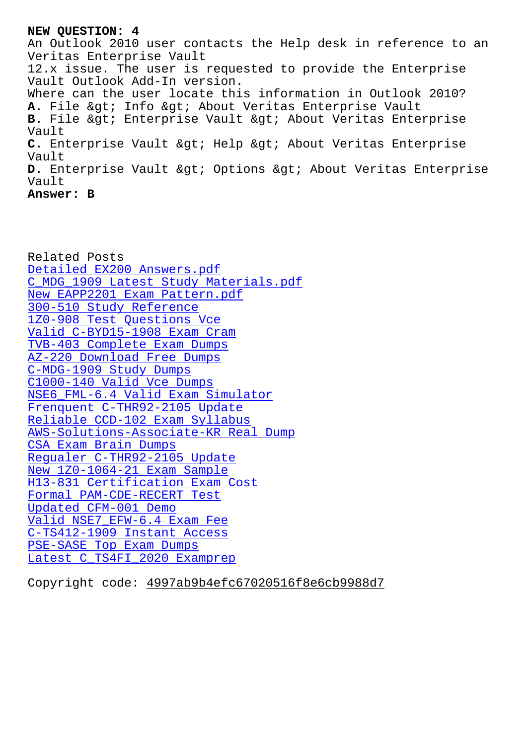**NEW QUESTION: 4**
An Outlook 2010 user contacts the Help desk in reference to an Veritas Enterprise Vault 12.x issue. The user is requested to provide the Enterprise Vault Outlook Add-In version.
Where can the user locate this information in Outlook 2010?
**A.** File &gt; Info &gt; About Veritas Enterprise Vault
**B.** File &gt; Enterprise Vault &gt; About Veritas Enterprise Vault
**C.** Enterprise Vault &gt; Help &gt; About Veritas Enterprise Vault
**D.** Enterprise Vault &gt; Options &gt; About Veritas Enterprise Vault
**Answer: B**

Related Posts
Detailed EX200 Answers.pdf
C_MDG_1909 Latest Study Materials.pdf
New EAPP2201 Exam Pattern.pdf
300-510 Study Reference
1Z0-908 Test Questions Vce
Valid C-BYD15-1908 Exam Cram
TVB-403 Complete Exam Dumps
AZ-220 Download Free Dumps
C-MDG-1909 Study Dumps
C1000-140 Valid Vce Dumps
NSE6_FML-6.4 Valid Exam Simulator
Frenquent C-THR92-2105 Update
Reliable CCD-102 Exam Syllabus
AWS-Solutions-Associate-KR Real Dump
CSA Exam Brain Dumps
Regualer C-THR92-2105 Update
New 1Z0-1064-21 Exam Sample
H13-831 Certification Exam Cost
Formal PAM-CDE-RECERT Test
Updated CFM-001 Demo
Valid NSE7_EFW-6.4 Exam Fee
C-TS412-1909 Instant Access
PSE-SASE Top Exam Dumps
Latest C_TS4FI_2020 Examprep

Copyright code: 4997ab9b4efc67020516f8e6cb9988d7